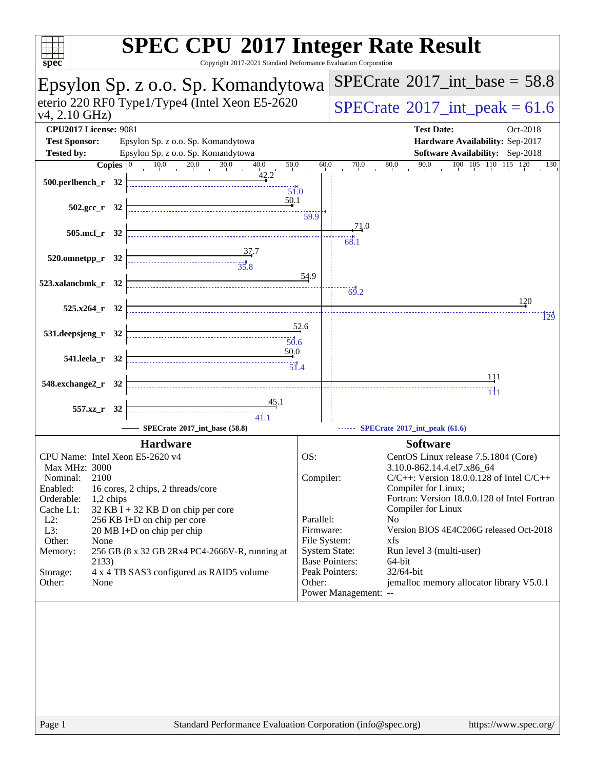# SPEC CPU 2017 Integer Rate Result

Copyright 2017-2021 Standard Performance Evaluation Corporation

## Epsylon Sp. z o.o. Sp. Komandytowa

eterio 220 RF0 Type1/Type4 (Intel Xeon E5-2620 v4, 2.10 GHz)

**SPECrate 2017_int_base = 58.8**

**SPECrate 2017_int_peak = 61.6**

| | | | |
|---|---|---|---|
| **CPU2017 License:** | 9081 | **Test Date:** | Oct-2018 |
| **Test Sponsor:** | Epsylon Sp. z o.o. Sp. Komandytowa | **Hardware Availability:** | Sep-2017 |
| **Tested by:** | Epsylon Sp. z o.o. Sp. Komandytowa | **Software Availability:** | Sep-2018 |

| Benchmark | Copies | Base | Peak |
|---|---|---|---|
| 500.perlbench_r | 32 | 42.2 | 51.0 |
| 502.gcc_r | 32 | 50.1 | 59.9 |
| 505.mcf_r | 32 | 71.0 | 68.1 |
| 520.omnetpp_r | 32 | 37.7 | 35.8 |
| 523.xalancbmk_r | 32 | 54.9 | 69.2 |
| 525.x264_r | 32 | 120 | 129 |
| 531.deepsjeng_r | 32 | 52.6 | 50.6 |
| 541.leela_r | 32 | 50.0 | 51.4 |
| 548.exchange2_r | 32 | 111 | 111 |
| 557.xz_r | 32 | 45.1 | 41.1 |

SPECrate 2017_int_base (58.8) — SPECrate 2017_int_peak (61.6)

### Hardware

| | |
|---|---|
| CPU Name: | Intel Xeon E5-2620 v4 |
| Max MHz: | 3000 |
| Nominal: | 2100 |
| Enabled: | 16 cores, 2 chips, 2 threads/core |
| Orderable: | 1,2 chips |
| Cache L1: | 32 KB I + 32 KB D on chip per core |
| L2: | 256 KB I+D on chip per core |
| L3: | 20 MB I+D on chip per chip |
| Other: | None |
| Memory: | 256 GB (8 x 32 GB 2Rx4 PC4-2666V-R, running at 2133) |
| Storage: | 4 x 4 TB SAS3 configured as RAID5 volume |
| Other: | None |

### Software

| | |
|---|---|
| OS: | CentOS Linux release 7.5.1804 (Core) 3.10.0-862.14.4.el7.x86_64 |
| Compiler: | C/C++: Version 18.0.0.128 of Intel C/C++ Compiler for Linux; Fortran: Version 18.0.0.128 of Intel Fortran Compiler for Linux |
| Parallel: | No |
| Firmware: | Version BIOS 4E4C206G released Oct-2018 |
| File System: | xfs |
| System State: | Run level 3 (multi-user) |
| Base Pointers: | 64-bit |
| Peak Pointers: | 32/64-bit |
| Other: | jemalloc memory allocator library V5.0.1 |
| Power Management: | -- |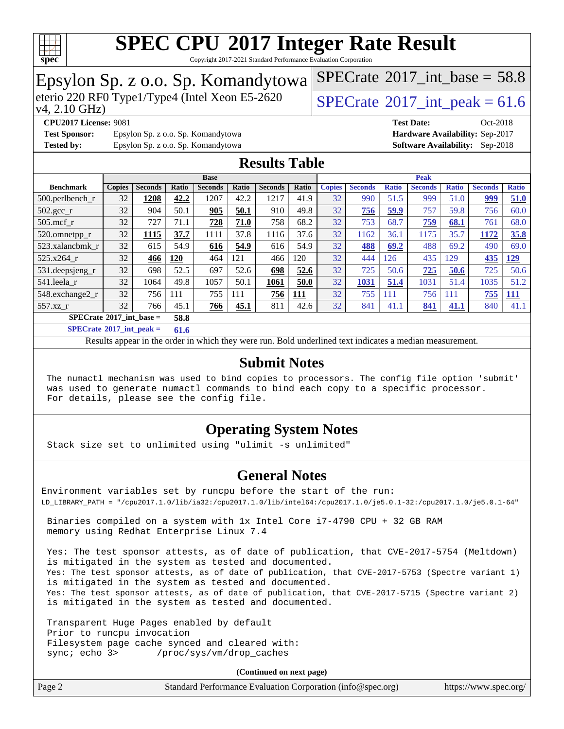# SPEC CPU 2017 Integer Rate Result

Copyright 2017-2021 Standard Performance Evaluation Corporation

## Epsylon Sp. z o.o. Sp. Komandytowa

eterio 220 RF0 Type1/Type4 (Intel Xeon E5-2620 v4, 2.10 GHz)

SPECrate 2017_int_base = 58.8

SPECrate 2017_int_peak = 61.6

**CPU2017 License:** 9081
**Test Sponsor:** Epsylon Sp. z o.o. Sp. Komandytowa
**Tested by:** Epsylon Sp. z o.o. Sp. Komandytowa

**Test Date:** Oct-2018
**Hardware Availability:** Sep-2017
**Software Availability:** Sep-2018

## Results Table

| Benchmark | Base | | | | | | | Peak | | | | | | |
|---|---|---|---|---|---|---|---|---|---|---|---|---|---|---|
| | Copies | Seconds | Ratio | Seconds | Ratio | Seconds | Ratio | Copies | Seconds | Ratio | Seconds | Ratio | Seconds | Ratio |
| 500.perlbench_r | 32 | **1208** | **42.2** | 1207 | 42.2 | 1217 | 41.9 | 32 | 990 | 51.5 | 999 | 51.0 | **999** | **51.0** |
| 502.gcc_r | 32 | 904 | 50.1 | **905** | **50.1** | 910 | 49.8 | 32 | **756** | **59.9** | 757 | 59.8 | 756 | 60.0 |
| 505.mcf_r | 32 | 727 | 71.1 | **728** | **71.0** | 758 | 68.2 | 32 | 753 | 68.7 | **759** | **68.1** | 761 | 68.0 |
| 520.omnetpp_r | 32 | **1115** | **37.7** | 1111 | 37.8 | 1116 | 37.6 | 32 | 1162 | 36.1 | 1175 | 35.7 | **1172** | **35.8** |
| 523.xalancbmk_r | 32 | 615 | 54.9 | **616** | **54.9** | 616 | 54.9 | 32 | **488** | **69.2** | 488 | 69.2 | 490 | 69.0 |
| 525.x264_r | 32 | **466** | **120** | 464 | 121 | 466 | 120 | 32 | 444 | 126 | 435 | 129 | **435** | **129** |
| 531.deepsjeng_r | 32 | 698 | 52.5 | 697 | 52.6 | **698** | **52.6** | 32 | 725 | 50.6 | **725** | **50.6** | 725 | 50.6 |
| 541.leela_r | 32 | 1064 | 49.8 | 1057 | 50.1 | **1061** | **50.0** | 32 | **1031** | **51.4** | 1031 | 51.4 | 1035 | 51.2 |
| 548.exchange2_r | 32 | 756 | 111 | 755 | 111 | **756** | **111** | 32 | 755 | 111 | 756 | 111 | **755** | **111** |
| 557.xz_r | 32 | 766 | 45.1 | **766** | **45.1** | 811 | 42.6 | 32 | 841 | 41.1 | **841** | **41.1** | 840 | 41.1 |

**SPECrate 2017_int_base = 58.8**

**SPECrate 2017_int_peak = 61.6**

Results appear in the order in which they were run. Bold underlined text indicates a median measurement.

## Submit Notes

```
The numactl mechanism was used to bind copies to processors. The config file option 'submit'
was used to generate numactl commands to bind each copy to a specific processor.
For details, please see the config file.
```

## Operating System Notes

```
Stack size set to unlimited using "ulimit -s unlimited"
```

## General Notes

```
Environment variables set by runcpu before the start of the run:
LD_LIBRARY_PATH = "/cpu2017.1.0/lib/ia32:/cpu2017.1.0/lib/intel64:/cpu2017.1.0/je5.0.1-32:/cpu2017.1.0/je5.0.1-64"

 Binaries compiled on a system with 1x Intel Core i7-4790 CPU + 32 GB RAM
 memory using Redhat Enterprise Linux 7.4

 Yes: The test sponsor attests, as of date of publication, that CVE-2017-5754 (Meltdown)
 is mitigated in the system as tested and documented.
 Yes: The test sponsor attests, as of date of publication, that CVE-2017-5753 (Spectre variant 1)
 is mitigated in the system as tested and documented.
 Yes: The test sponsor attests, as of date of publication, that CVE-2017-5715 (Spectre variant 2)
 is mitigated in the system as tested and documented.

 Transparent Huge Pages enabled by default
 Prior to runcpu invocation
 Filesystem page cache synced and cleared with:
 sync; echo 3>       /proc/sys/vm/drop_caches
```

**(Continued on next page)**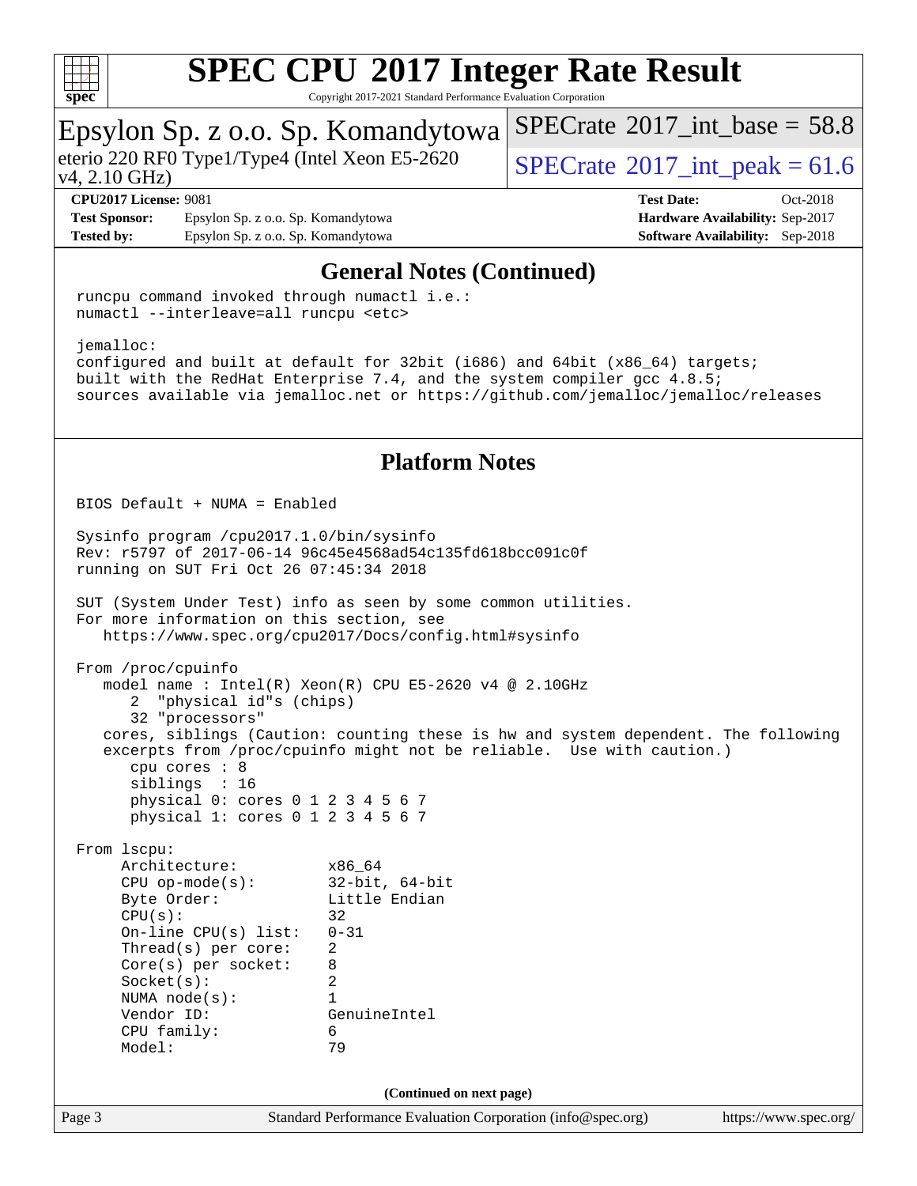# SPEC CPU 2017 Integer Rate Result

Copyright 2017-2021 Standard Performance Evaluation Corporation

## Epsylon Sp. z o.o. Sp. Komandytowa

eterio 220 RF0 Type1/Type4 (Intel Xeon E5-2620 v4, 2.10 GHz)

SPECrate 2017_int_base = 58.8

SPECrate 2017_int_peak = 61.6

**CPU2017 License:** 9081
**Test Sponsor:** Epsylon Sp. z o.o. Sp. Komandytowa
**Tested by:** Epsylon Sp. z o.o. Sp. Komandytowa

**Test Date:** Oct-2018
**Hardware Availability:** Sep-2017
**Software Availability:** Sep-2018

## General Notes (Continued)

```
runcpu command invoked through numactl i.e.:
numactl --interleave=all runcpu <etc>

jemalloc:
configured and built at default for 32bit (i686) and 64bit (x86_64) targets;
built with the RedHat Enterprise 7.4, and the system compiler gcc 4.8.5;
sources available via jemalloc.net or https://github.com/jemalloc/jemalloc/releases
```

## Platform Notes

```
BIOS Default + NUMA = Enabled

Sysinfo program /cpu2017.1.0/bin/sysinfo
Rev: r5797 of 2017-06-14 96c45e4568ad54c135fd618bcc091c0f
running on SUT Fri Oct 26 07:45:34 2018

SUT (System Under Test) info as seen by some common utilities.
For more information on this section, see
   https://www.spec.org/cpu2017/Docs/config.html#sysinfo

From /proc/cpuinfo
   model name : Intel(R) Xeon(R) CPU E5-2620 v4 @ 2.10GHz
      2  "physical id"s (chips)
      32 "processors"
   cores, siblings (Caution: counting these is hw and system dependent. The following
   excerpts from /proc/cpuinfo might not be reliable.  Use with caution.)
      cpu cores : 8
      siblings  : 16
      physical 0: cores 0 1 2 3 4 5 6 7
      physical 1: cores 0 1 2 3 4 5 6 7

From lscpu:
     Architecture:          x86_64
     CPU op-mode(s):        32-bit, 64-bit
     Byte Order:            Little Endian
     CPU(s):                32
     On-line CPU(s) list:   0-31
     Thread(s) per core:    2
     Core(s) per socket:    8
     Socket(s):             2
     NUMA node(s):          1
     Vendor ID:             GenuineIntel
     CPU family:            6
     Model:                 79
```

(Continued on next page)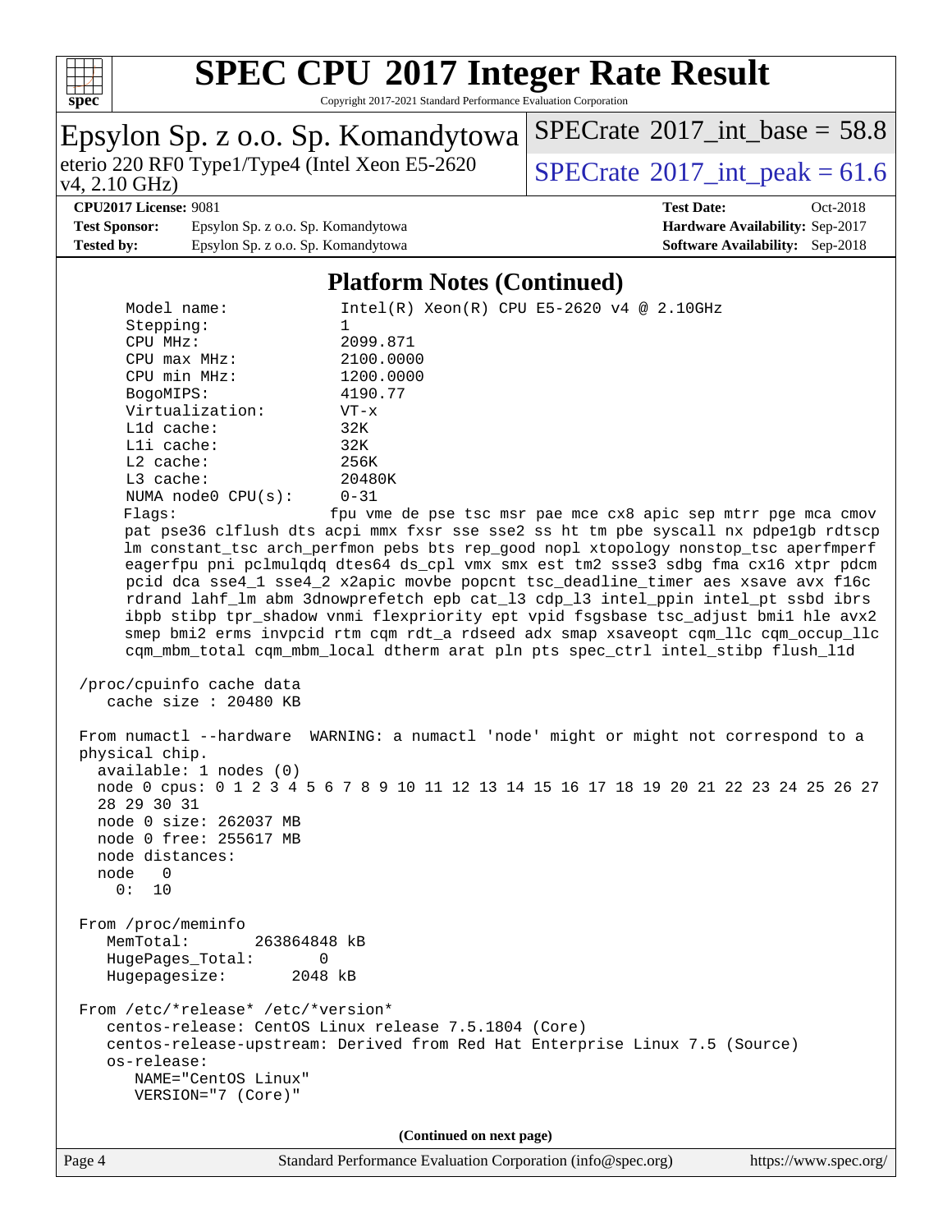# SPEC CPU 2017 Integer Rate Result

Copyright 2017-2021 Standard Performance Evaluation Corporation

**Epsylon Sp. z o.o. Sp. Komandytowa**

eterio 220 RF0 Type1/Type4 (Intel Xeon E5-2620 v4, 2.10 GHz)

SPECrate 2017_int_base = 58.8

SPECrate 2017_int_peak = 61.6

| | | | |
|---|---|---|---|
| **CPU2017 License:** | 9081 | **Test Date:** | Oct-2018 |
| **Test Sponsor:** | Epsylon Sp. z o.o. Sp. Komandytowa | **Hardware Availability:** | Sep-2017 |
| **Tested by:** | Epsylon Sp. z o.o. Sp. Komandytowa | **Software Availability:** | Sep-2018 |

## Platform Notes (Continued)

```
     Model name:            Intel(R) Xeon(R) CPU E5-2620 v4 @ 2.10GHz
     Stepping:              1
     CPU MHz:               2099.871
     CPU max MHz:           2100.0000
     CPU min MHz:           1200.0000
     BogoMIPS:              4190.77
     Virtualization:        VT-x
     L1d cache:             32K
     L1i cache:             32K
     L2 cache:              256K
     L3 cache:              20480K
     NUMA node0 CPU(s):     0-31
     Flags:                 fpu vme de pse tsc msr pae mce cx8 apic sep mtrr pge mca cmov
     pat pse36 clflush dts acpi mmx fxsr sse sse2 ss ht tm pbe syscall nx pdpe1gb rdtscp
     lm constant_tsc arch_perfmon pebs bts rep_good nopl xtopology nonstop_tsc aperfmperf
     eagerfpu pni pclmulqdq dtes64 ds_cpl vmx smx est tm2 ssse3 sdbg fma cx16 xtpr pdcm
     pcid dca sse4_1 sse4_2 x2apic movbe popcnt tsc_deadline_timer aes xsave avx f16c
     rdrand lahf_lm abm 3dnowprefetch epb cat_l3 cdp_l3 intel_ppin intel_pt ssbd ibrs
     ibpb stibp tpr_shadow vnmi flexpriority ept vpid fsgsbase tsc_adjust bmi1 hle avx2
     smep bmi2 erms invpcid rtm cqm rdt_a rdseed adx smap xsaveopt cqm_llc cqm_occup_llc
     cqm_mbm_total cqm_mbm_local dtherm arat pln pts spec_ctrl intel_stibp flush_l1d

 /proc/cpuinfo cache data
    cache size : 20480 KB

 From numactl --hardware  WARNING: a numactl 'node' might or might not correspond to a
 physical chip.
   available: 1 nodes (0)
   node 0 cpus: 0 1 2 3 4 5 6 7 8 9 10 11 12 13 14 15 16 17 18 19 20 21 22 23 24 25 26 27
   28 29 30 31
   node 0 size: 262037 MB
   node 0 free: 255617 MB
   node distances:
   node   0
     0:  10

 From /proc/meminfo
    MemTotal:       263864848 kB
    HugePages_Total:       0
    Hugepagesize:       2048 kB

 From /etc/*release* /etc/*version*
    centos-release: CentOS Linux release 7.5.1804 (Core)
    centos-release-upstream: Derived from Red Hat Enterprise Linux 7.5 (Source)
    os-release:
       NAME="CentOS Linux"
       VERSION="7 (Core)"
```

(Continued on next page)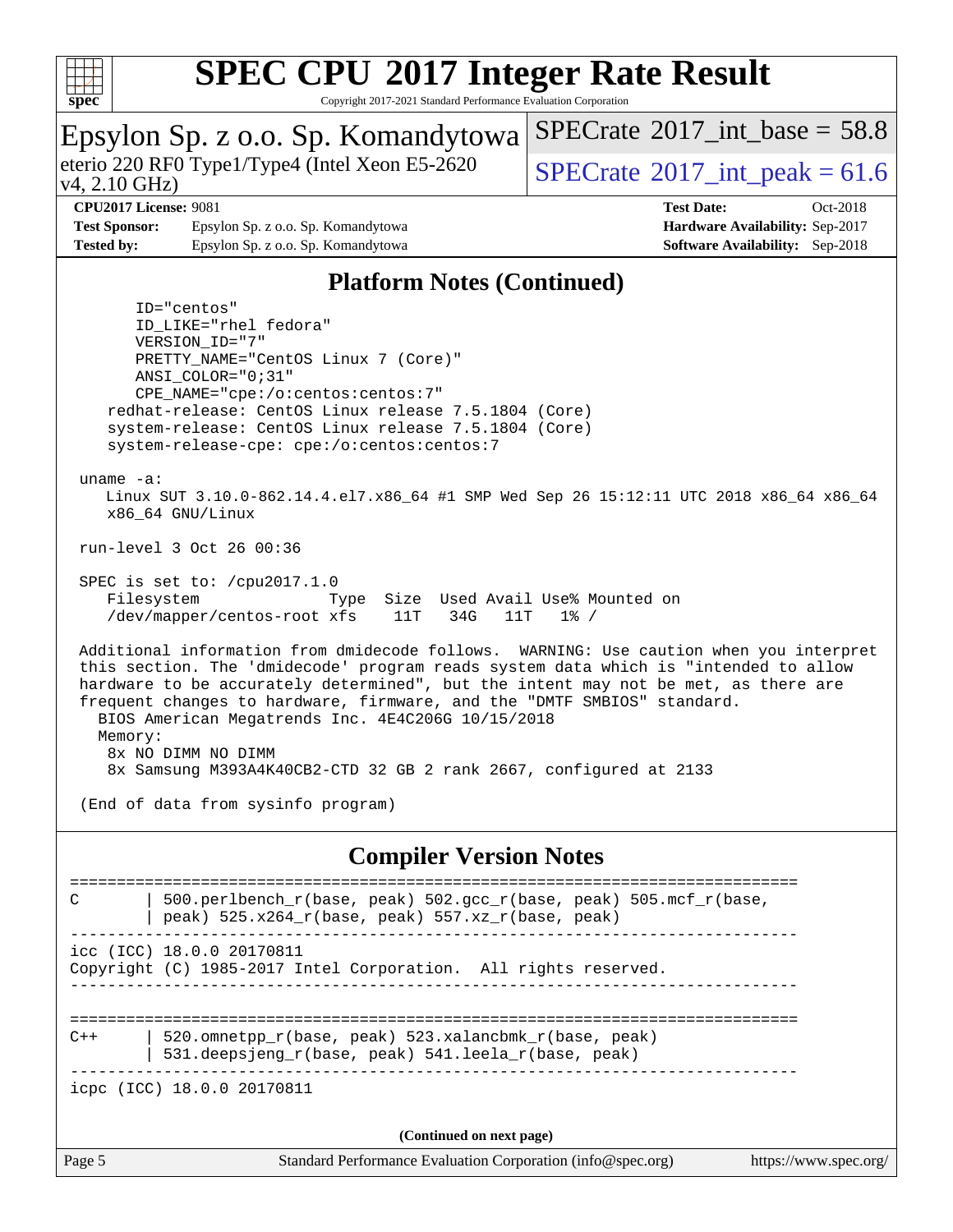# SPEC CPU 2017 Integer Rate Result

Copyright 2017-2021 Standard Performance Evaluation Corporation

**Epsylon Sp. z o.o. Sp. Komandytowa**

eterio 220 RF0 Type1/Type4 (Intel Xeon E5-2620 v4, 2.10 GHz)

SPECrate 2017_int_base = 58.8

SPECrate 2017_int_peak = 61.6

| | | | |
|---|---|---|---|
| **CPU2017 License:** 9081 | | **Test Date:** | Oct-2018 |
| **Test Sponsor:** | Epsylon Sp. z o.o. Sp. Komandytowa | **Hardware Availability:** | Sep-2017 |
| **Tested by:** | Epsylon Sp. z o.o. Sp. Komandytowa | **Software Availability:** | Sep-2018 |

## Platform Notes (Continued)

```
      ID="centos"
      ID_LIKE="rhel fedora"
      VERSION_ID="7"
      PRETTY_NAME="CentOS Linux 7 (Core)"
      ANSI_COLOR="0;31"
      CPE_NAME="cpe:/o:centos:centos:7"
   redhat-release: CentOS Linux release 7.5.1804 (Core)
   system-release: CentOS Linux release 7.5.1804 (Core)
   system-release-cpe: cpe:/o:centos:centos:7

 uname -a:
   Linux SUT 3.10.0-862.14.4.el7.x86_64 #1 SMP Wed Sep 26 15:12:11 UTC 2018 x86_64 x86_64
   x86_64 GNU/Linux

 run-level 3 Oct 26 00:36

 SPEC is set to: /cpu2017.1.0
   Filesystem              Type  Size  Used Avail Use% Mounted on
   /dev/mapper/centos-root xfs    11T   34G   11T   1% /

 Additional information from dmidecode follows.  WARNING: Use caution when you interpret
 this section. The 'dmidecode' program reads system data which is "intended to allow
 hardware to be accurately determined", but the intent may not be met, as there are
 frequent changes to hardware, firmware, and the "DMTF SMBIOS" standard.
   BIOS American Megatrends Inc. 4E4C206G 10/15/2018
   Memory:
    8x NO DIMM NO DIMM
    8x Samsung M393A4K40CB2-CTD 32 GB 2 rank 2667, configured at 2133

 (End of data from sysinfo program)
```

## Compiler Version Notes

```
==============================================================================
C       | 500.perlbench_r(base, peak) 502.gcc_r(base, peak) 505.mcf_r(base,
        | peak) 525.x264_r(base, peak) 557.xz_r(base, peak)
------------------------------------------------------------------------------
icc (ICC) 18.0.0 20170811
Copyright (C) 1985-2017 Intel Corporation.  All rights reserved.
------------------------------------------------------------------------------

==============================================================================
C++     | 520.omnetpp_r(base, peak) 523.xalancbmk_r(base, peak)
        | 531.deepsjeng_r(base, peak) 541.leela_r(base, peak)
------------------------------------------------------------------------------
icpc (ICC) 18.0.0 20170811
```

(Continued on next page)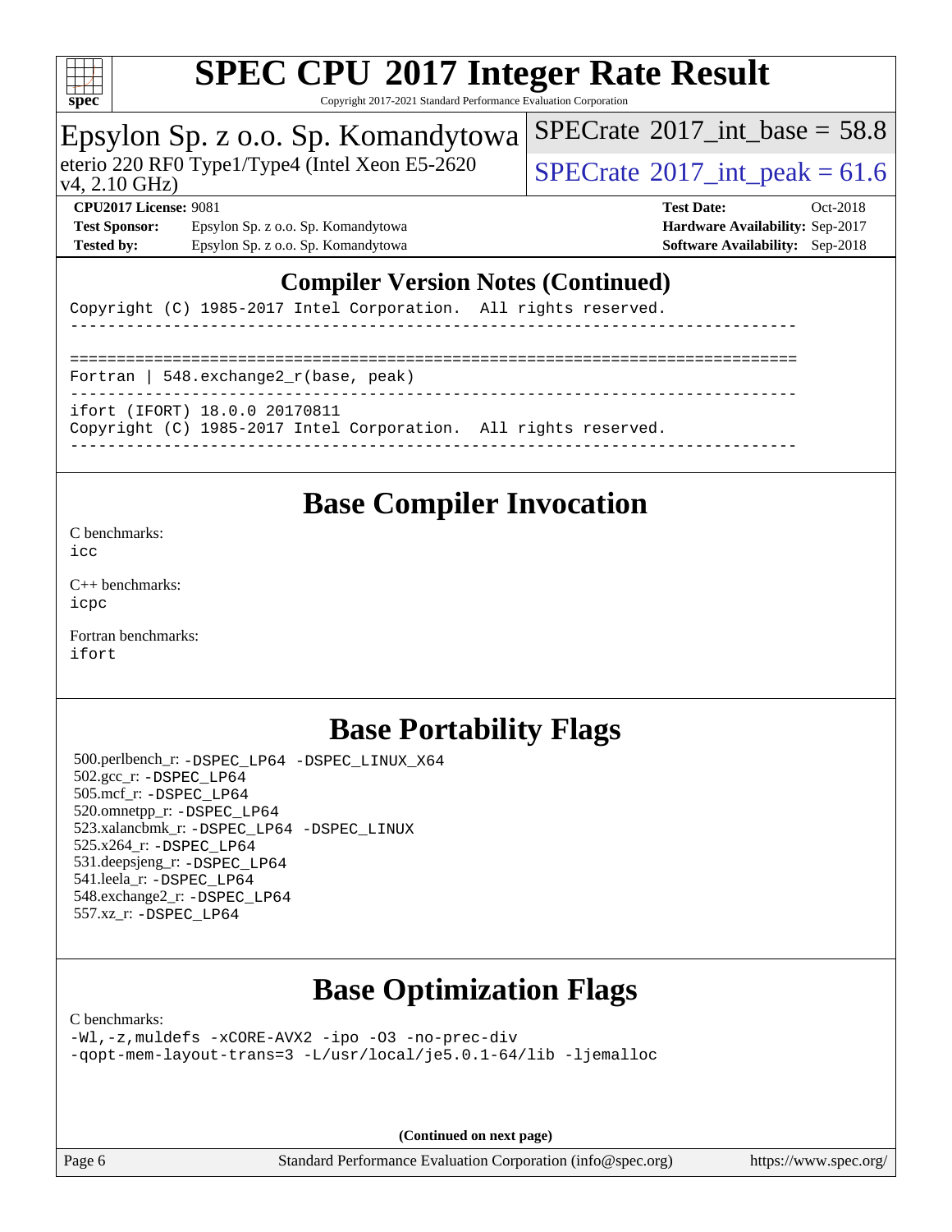## Compiler Version Notes (Continued)

```
Copyright (C) 1985-2017 Intel Corporation.  All rights reserved.
------------------------------------------------------------------------------

==============================================================================
Fortran | 548.exchange2_r(base, peak)
------------------------------------------------------------------------------
ifort (IFORT) 18.0.0 20170811
Copyright (C) 1985-2017 Intel Corporation.  All rights reserved.
------------------------------------------------------------------------------
```

## Base Compiler Invocation

C benchmarks:
icc

C++ benchmarks:
icpc

Fortran benchmarks:
ifort

## Base Portability Flags

500.perlbench_r: -DSPEC_LP64 -DSPEC_LINUX_X64
502.gcc_r: -DSPEC_LP64
505.mcf_r: -DSPEC_LP64
520.omnetpp_r: -DSPEC_LP64
523.xalancbmk_r: -DSPEC_LP64 -DSPEC_LINUX
525.x264_r: -DSPEC_LP64
531.deepsjeng_r: -DSPEC_LP64
541.leela_r: -DSPEC_LP64
548.exchange2_r: -DSPEC_LP64
557.xz_r: -DSPEC_LP64

## Base Optimization Flags

C benchmarks:
-Wl,-z,muldefs -xCORE-AVX2 -ipo -O3 -no-prec-div
-qopt-mem-layout-trans=3 -L/usr/local/je5.0.1-64/lib -ljemalloc

**(Continued on next page)**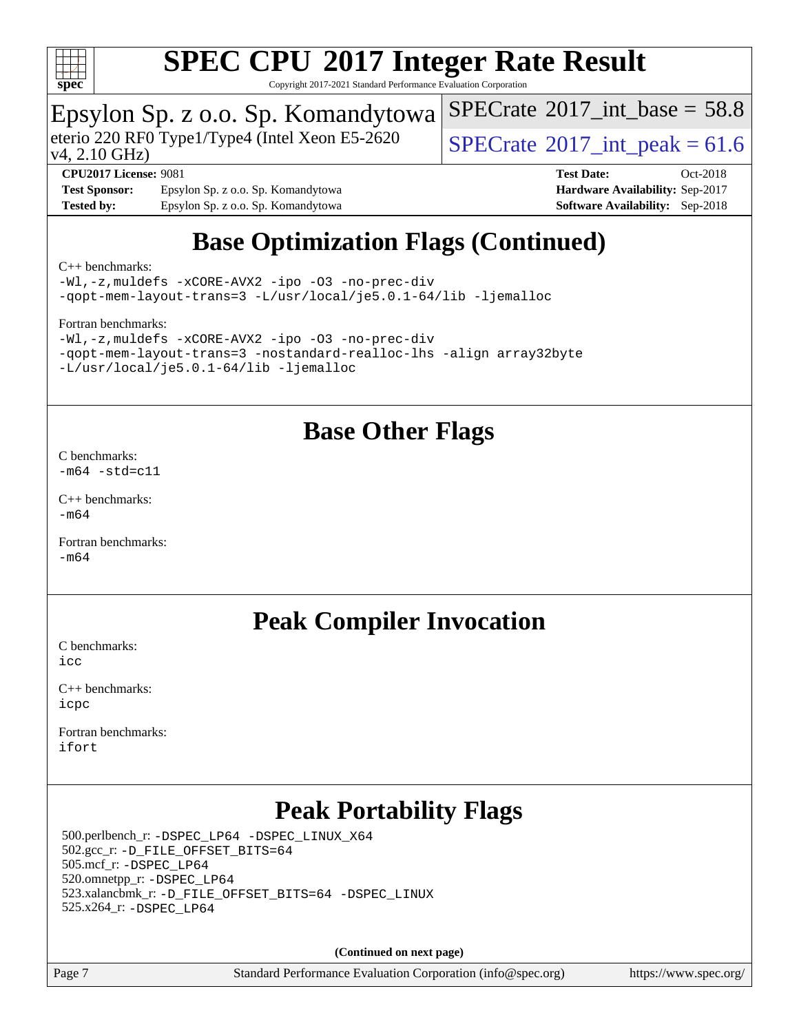# Base Optimization Flags (Continued)

C++ benchmarks:

```
-Wl,-z,muldefs -xCORE-AVX2 -ipo -O3 -no-prec-div
-qopt-mem-layout-trans=3 -L/usr/local/je5.0.1-64/lib -ljemalloc
```

Fortran benchmarks:

```
-Wl,-z,muldefs -xCORE-AVX2 -ipo -O3 -no-prec-div
-qopt-mem-layout-trans=3 -nostandard-realloc-lhs -align array32byte
-L/usr/local/je5.0.1-64/lib -ljemalloc
```

# Base Other Flags

C benchmarks:

```
-m64 -std=c11
```

C++ benchmarks:

```
-m64
```

Fortran benchmarks:

```
-m64
```

# Peak Compiler Invocation

C benchmarks:

```
icc
```

C++ benchmarks:

```
icpc
```

Fortran benchmarks:

```
ifort
```

# Peak Portability Flags

500.perlbench_r: -DSPEC_LP64 -DSPEC_LINUX_X64
502.gcc_r: -D_FILE_OFFSET_BITS=64
505.mcf_r: -DSPEC_LP64
520.omnetpp_r: -DSPEC_LP64
523.xalancbmk_r: -D_FILE_OFFSET_BITS=64 -DSPEC_LINUX
525.x264_r: -DSPEC_LP64

**(Continued on next page)**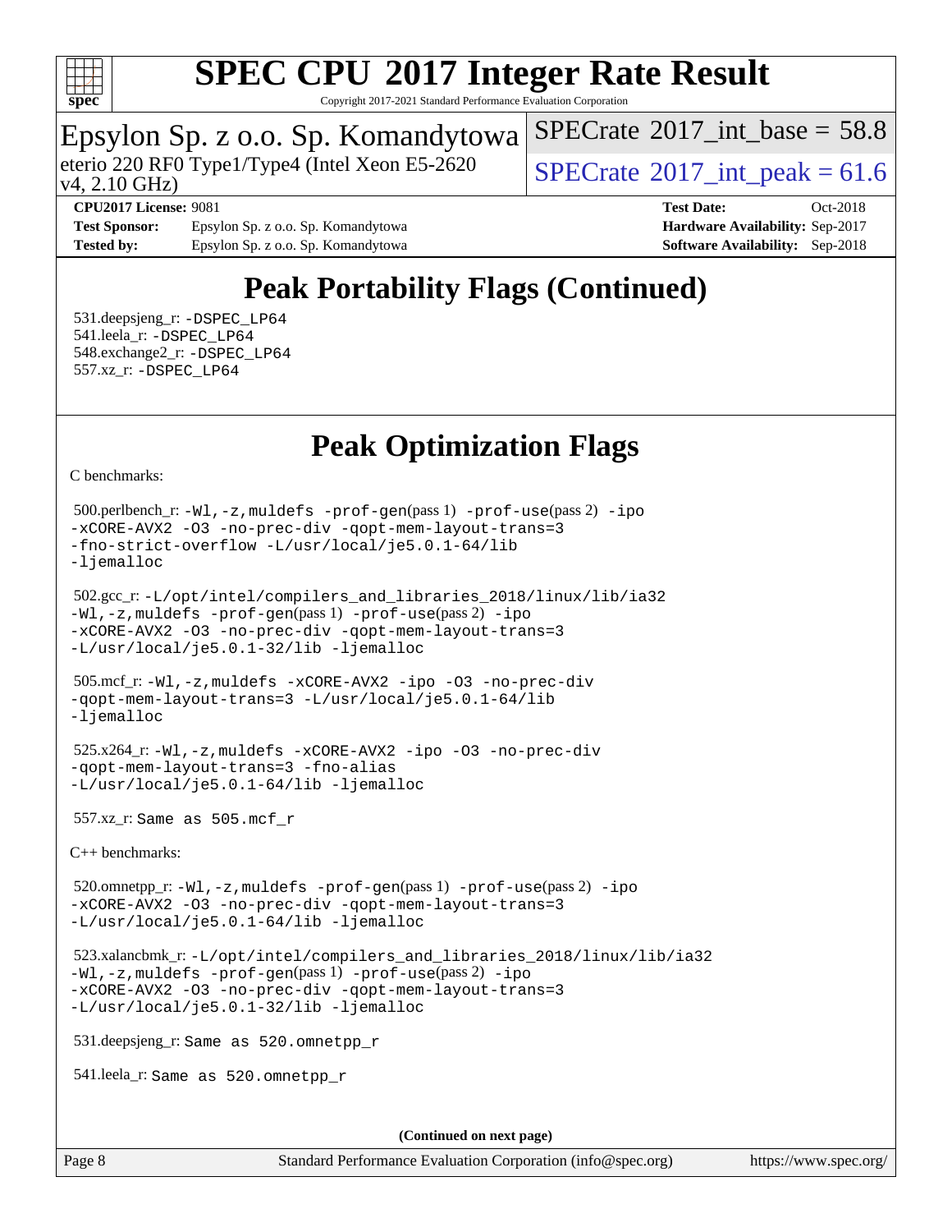# Peak Portability Flags (Continued)

531.deepsjeng_r: -DSPEC_LP64
541.leela_r: -DSPEC_LP64
548.exchange2_r: -DSPEC_LP64
557.xz_r: -DSPEC_LP64

# Peak Optimization Flags

C benchmarks:

500.perlbench_r: -Wl,-z,muldefs -prof-gen(pass 1) -prof-use(pass 2) -ipo -xCORE-AVX2 -O3 -no-prec-div -qopt-mem-layout-trans=3 -fno-strict-overflow -L/usr/local/je5.0.1-64/lib -ljemalloc

502.gcc_r: -L/opt/intel/compilers_and_libraries_2018/linux/lib/ia32 -Wl,-z,muldefs -prof-gen(pass 1) -prof-use(pass 2) -ipo -xCORE-AVX2 -O3 -no-prec-div -qopt-mem-layout-trans=3 -L/usr/local/je5.0.1-32/lib -ljemalloc

505.mcf_r: -Wl,-z,muldefs -xCORE-AVX2 -ipo -O3 -no-prec-div -qopt-mem-layout-trans=3 -L/usr/local/je5.0.1-64/lib -ljemalloc

525.x264_r: -Wl,-z,muldefs -xCORE-AVX2 -ipo -O3 -no-prec-div -qopt-mem-layout-trans=3 -fno-alias -L/usr/local/je5.0.1-64/lib -ljemalloc

557.xz_r: Same as 505.mcf_r

C++ benchmarks:

520.omnetpp_r: -Wl,-z,muldefs -prof-gen(pass 1) -prof-use(pass 2) -ipo -xCORE-AVX2 -O3 -no-prec-div -qopt-mem-layout-trans=3 -L/usr/local/je5.0.1-64/lib -ljemalloc

523.xalancbmk_r: -L/opt/intel/compilers_and_libraries_2018/linux/lib/ia32 -Wl,-z,muldefs -prof-gen(pass 1) -prof-use(pass 2) -ipo -xCORE-AVX2 -O3 -no-prec-div -qopt-mem-layout-trans=3 -L/usr/local/je5.0.1-32/lib -ljemalloc

531.deepsjeng_r: Same as 520.omnetpp_r

541.leela_r: Same as 520.omnetpp_r

(Continued on next page)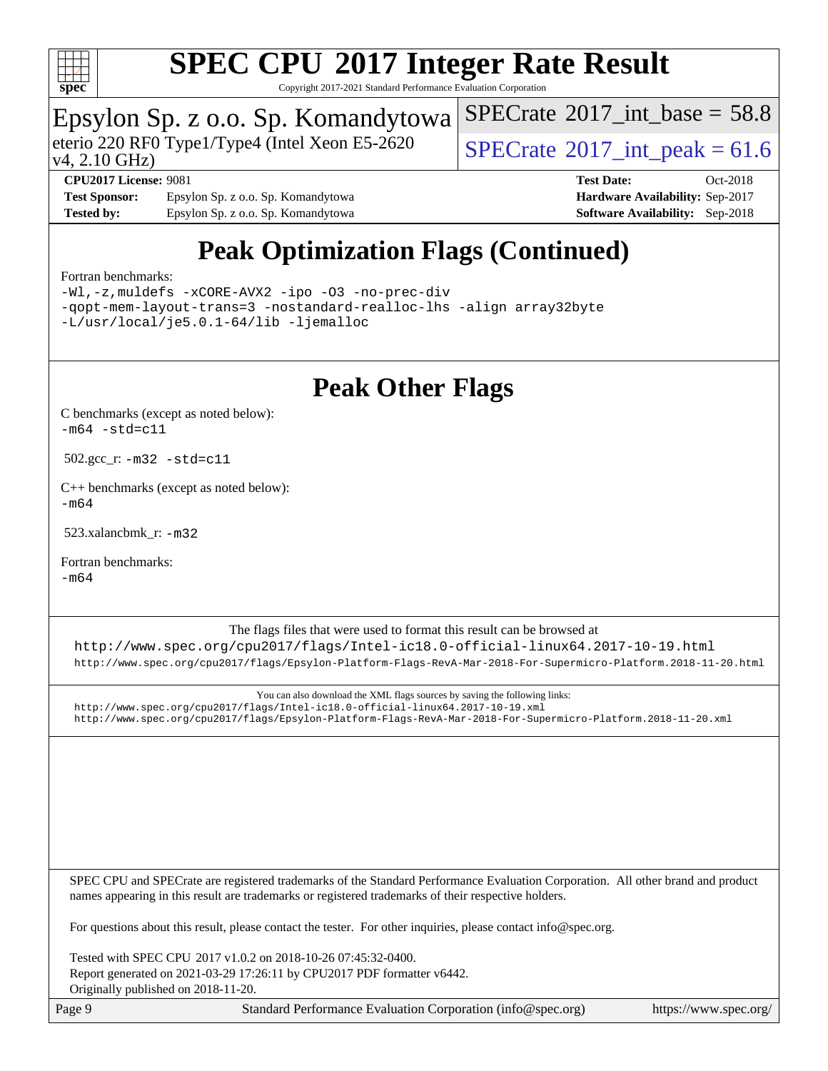# Peak Optimization Flags (Continued)

Fortran benchmarks:

```
-Wl,-z,muldefs -xCORE-AVX2 -ipo -O3 -no-prec-div
-qopt-mem-layout-trans=3 -nostandard-realloc-lhs -align array32byte
-L/usr/local/je5.0.1-64/lib -ljemalloc
```

# Peak Other Flags

C benchmarks (except as noted below):
`-m64 -std=c11`

502.gcc_r: `-m32 -std=c11`

C++ benchmarks (except as noted below):
`-m64`

523.xalancbmk_r: `-m32`

Fortran benchmarks:
`-m64`

The flags files that were used to format this result can be browsed at
http://www.spec.org/cpu2017/flags/Intel-ic18.0-official-linux64.2017-10-19.html
http://www.spec.org/cpu2017/flags/Epsylon-Platform-Flags-RevA-Mar-2018-For-Supermicro-Platform.2018-11-20.html

You can also download the XML flags sources by saving the following links:
http://www.spec.org/cpu2017/flags/Intel-ic18.0-official-linux64.2017-10-19.xml
http://www.spec.org/cpu2017/flags/Epsylon-Platform-Flags-RevA-Mar-2018-For-Supermicro-Platform.2018-11-20.xml

SPEC CPU and SPECrate are registered trademarks of the Standard Performance Evaluation Corporation. All other brand and product names appearing in this result are trademarks or registered trademarks of their respective holders.

For questions about this result, please contact the tester. For other inquiries, please contact info@spec.org.

Tested with SPEC CPU 2017 v1.0.2 on 2018-10-26 07:45:32-0400.
Report generated on 2021-03-29 17:26:11 by CPU2017 PDF formatter v6442.
Originally published on 2018-11-20.